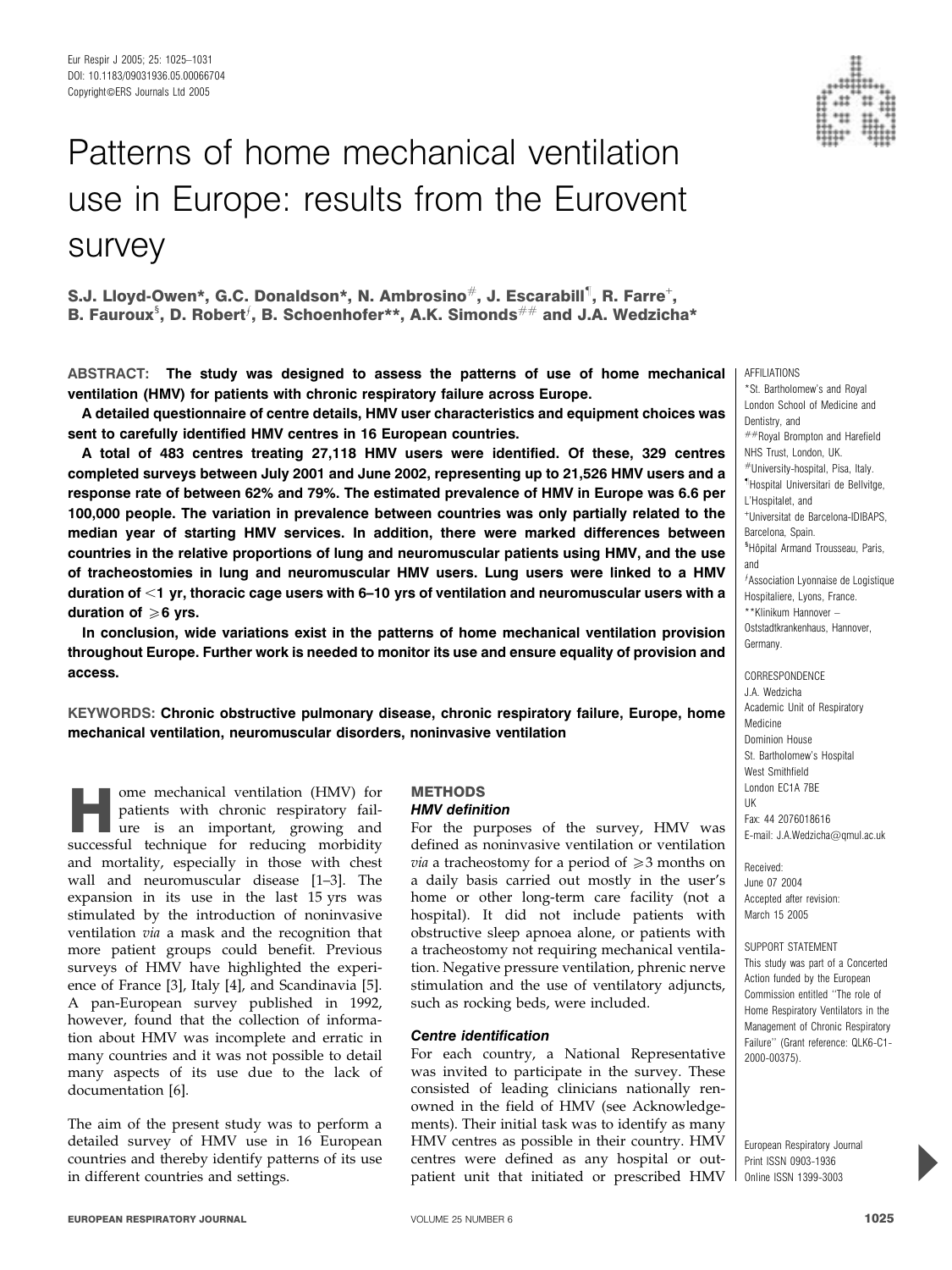# Patterns of home mechanical ventilation use in Europe: results from the Eurovent survey

**S.J. Lloyd-Owen\*, G.C. Donaldson\*, N. Ambrosino#, J. Escarabill¶, R. Farre+, B. Fauroux§, D. Robertƒ, B. Schoenhofer\*\*, A.K. Simonds## and J.A. Wedzicha\***

**ABSTRACT: The study was designed to assess the patterns of use of home mechanical ventilation (HMV) for patients with chronic respiratory failure across Europe.**

**A detailed questionnaire of centre details, HMV user characteristics and equipment choices was sent to carefully identified HMV centres in 16 European countries.**

**A total of 483 centres treating 27,118 HMV users were identified. Of these, 329 centres completed surveys between July 2001 and June 2002, representing up to 21,526 HMV users and a response rate of between 62% and 79%. The estimated prevalence of HMV in Europe was 6.6 per 100,000 people. The variation in prevalence between countries was only partially related to the median year of starting HMV services. In addition, there were marked differences between countries in the relative proportions of lung and neuromuscular patients using HMV, and the use of tracheostomies in lung and neuromuscular HMV users. Lung users were linked to a HMV duration of <1 yr, thoracic cage users with 6–10 yrs of ventilation and neuromuscular users with a duration of ≥6 yrs.**

**In conclusion, wide variations exist in the patterns of home mechanical ventilation provision throughout Europe. Further work is needed to monitor its use and ensure equality of provision and access.**

**KEYWORDS: Chronic obstructive pulmonary disease, chronic respiratory failure, Europe, home mechanical ventilation, neuromuscular disorders, noninvasive ventilation**

Home mechanical ventilation (HMV) for patients with chronic respiratory failure is an important, growing and successful technique for reducing morbidity and mortality, especially in those with chest wall and neuromuscular disease [1–3]. The expansion in its use in the last 15 yrs was stimulated by the introduction of noninvasive ventilation *via* a mask and the recognition that more patient groups could benefit. Previous surveys of HMV have highlighted the experience of France [3], Italy [4], and Scandinavia [5]. A pan-European survey published in 1992, however, found that the collection of information about HMV was incomplete and erratic in many countries and it was not possible to detail many aspects of its use due to the lack of documentation [6].

The aim of the present study was to perform a detailed survey of HMV use in 16 European countries and thereby identify patterns of its use in different countries and settings.

## METHODS

### HMV definition

For the purposes of the survey, HMV was defined as noninvasive ventilation or ventilation *via* a tracheostomy for a period of ≥3 months on a daily basis carried out mostly in the user's home or other long-term care facility (not a hospital). It did not include patients with obstructive sleep apnoea alone, or patients with a tracheostomy not requiring mechanical ventilation. Negative pressure ventilation, phrenic nerve stimulation and the use of ventilatory adjuncts, such as rocking beds, were included.

### Centre identification

For each country, a National Representative was invited to participate in the survey. These consisted of leading clinicians nationally renowned in the field of HMV (see Acknowledgements). Their initial task was to identify as many HMV centres as possible in their country. HMV centres were defined as any hospital or outpatient unit that initiated or prescribed HMV

AFFILIATIONS

\*St. Bartholomew's and Royal London School of Medicine and Dentistry, and

##Royal Brompton and Harefield NHS Trust, London, UK.

#University-hospital, Pisa, Italy.

¶Hospital Universitari de Bellvitge, L'Hospitalet, and

+Universitat de Barcelona-IDIBAPS, Barcelona, Spain.

§Hôpital Armand Trousseau, Paris, and

ƒAssociation Lyonnaise de Logistique Hospitaliere, Lyons, France.

\*\*Klinikum Hannover – Oststadtkrankenhaus, Hannover, Germany.

CORRESPONDENCE

J.A. Wedzicha
Academic Unit of Respiratory Medicine
Dominion House
St. Bartholomew's Hospital
West Smithfield
London EC1A 7BE
UK
Fax: 44 2076018616
E-mail: J.A.Wedzicha@qmul.ac.uk

Received:
June 07 2004
Accepted after revision:
March 15 2005

SUPPORT STATEMENT

This study was part of a Concerted Action funded by the European Commission entitled "The role of Home Respiratory Ventilators in the Management of Chronic Respiratory Failure" (Grant reference: QLK6-C1-2000-00375).

European Respiratory Journal
Print ISSN 0903-1936
Online ISSN 1399-3003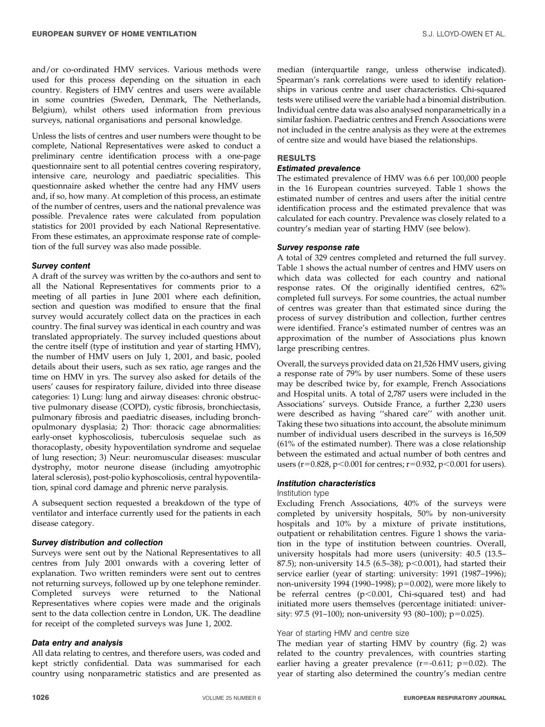and/or co-ordinated HMV services. Various methods were used for this process depending on the situation in each country. Registers of HMV centres and users were available in some countries (Sweden, Denmark, The Netherlands, Belgium), whilst others used information from previous surveys, national organisations and personal knowledge.

Unless the lists of centres and user numbers were thought to be complete, National Representatives were asked to conduct a preliminary centre identification process with a one-page questionnaire sent to all potential centres covering respiratory, intensive care, neurology and paediatric specialities. This questionnaire asked whether the centre had any HMV users and, if so, how many. At completion of this process, an estimate of the number of centres, users and the national prevalence was possible. Prevalence rates were calculated from population statistics for 2001 provided by each National Representative. From these estimates, an approximate response rate of completion of the full survey was also made possible.

### *Survey content*

A draft of the survey was written by the co-authors and sent to all the National Representatives for comments prior to a meeting of all parties in June 2001 where each definition, section and question was modified to ensure that the final survey would accurately collect data on the practices in each country. The final survey was identical in each country and was translated appropriately. The survey included questions about the centre itself (type of institution and year of starting HMV), the number of HMV users on July 1, 2001, and basic, pooled details about their users, such as sex ratio, age ranges and the time on HMV in yrs. The survey also asked for details of the users' causes for respiratory failure, divided into three disease categories: 1) Lung: lung and airway diseases: chronic obstructive pulmonary disease (COPD), cystic fibrosis, bronchiectasis, pulmonary fibrosis and paediatric diseases, including bronchopulmonary dysplasia; 2) Thor: thoracic cage abnormalities: early-onset kyphoscoliosis, tuberculosis sequelae such as thoracoplasty, obesity hypoventilation syndrome and sequelae of lung resection; 3) Neur: neuromuscular diseases: muscular dystrophy, motor neurone disease (including amyotrophic lateral sclerosis), post-polio kyphoscoliosis, central hypoventilation, spinal cord damage and phrenic nerve paralysis.

A subsequent section requested a breakdown of the type of ventilator and interface currently used for the patients in each disease category.

### *Survey distribution and collection*

Surveys were sent out by the National Representatives to all centres from July 2001 onwards with a covering letter of explanation. Two written reminders were sent out to centres not returning surveys, followed up by one telephone reminder. Completed surveys were returned to the National Representatives where copies were made and the originals sent to the data collection centre in London, UK. The deadline for receipt of the completed surveys was June 1, 2002.

### *Data entry and analysis*

All data relating to centres, and therefore users, was coded and kept strictly confidential. Data was summarised for each country using nonparametric statistics and are presented as median (interquartile range, unless otherwise indicated). Spearman's rank correlations were used to identify relationships in various centre and user characteristics. Chi-squared tests were utilised were the variable had a binomial distribution. Individual centre data was also analysed nonparametrically in a similar fashion. Paediatric centres and French Associations were not included in the centre analysis as they were at the extremes of centre size and would have biased the relationships.

## RESULTS

### *Estimated prevalence*

The estimated prevalence of HMV was 6.6 per 100,000 people in the 16 European countries surveyed. Table 1 shows the estimated number of centres and users after the initial centre identification process and the estimated prevalence that was calculated for each country. Prevalence was closely related to a country's median year of starting HMV (see below).

### *Survey response rate*

A total of 329 centres completed and returned the full survey. Table 1 shows the actual number of centres and HMV users on which data was collected for each country and national response rates. Of the originally identified centres, 62% completed full surveys. For some countries, the actual number of centres was greater than that estimated since during the process of survey distribution and collection, further centres were identified. France's estimated number of centres was an approximation of the number of Associations plus known large prescribing centres.

Overall, the surveys provided data on 21,526 HMV users, giving a response rate of 79% by user numbers. Some of these users may be described twice by, for example, French Associations and Hospital units. A total of 2,787 users were included in the Associations' surveys. Outside France, a further 2,230 users were described as having ''shared care'' with another unit. Taking these two situations into account, the absolute minimum number of individual users described in the surveys is 16,509 (61% of the estimated number). There was a close relationship between the estimated and actual number of both centres and users ($r=0.828$, $p<0.001$ for centres; $r=0.932$, $p<0.001$ for users).

### *Institution characteristics*

#### Institution type

Excluding French Associations, 40% of the surveys were completed by university hospitals, 50% by non-university hospitals and 10% by a mixture of private institutions, outpatient or rehabilitation centres. Figure 1 shows the variation in the type of institution between countries. Overall, university hospitals had more users (university: 40.5 (13.5–87.5); non-university 14.5 (6.5–38); $p<0.001$), had started their service earlier (year of starting: university: 1991 (1987–1996); non-university 1994 (1990–1998); $p=0.002$), were more likely to be referral centres ($p<0.001$, Chi-squared test) and had initiated more users themselves (percentage initiated: university: 97.5 (91–100); non-university 93 (80–100); $p=0.025$).

#### Year of starting HMV and centre size

The median year of starting HMV by country (fig. 2) was related to the country prevalences, with countries starting earlier having a greater prevalence ($r=-0.611$; $p=0.02$). The year of starting also determined the country's median centre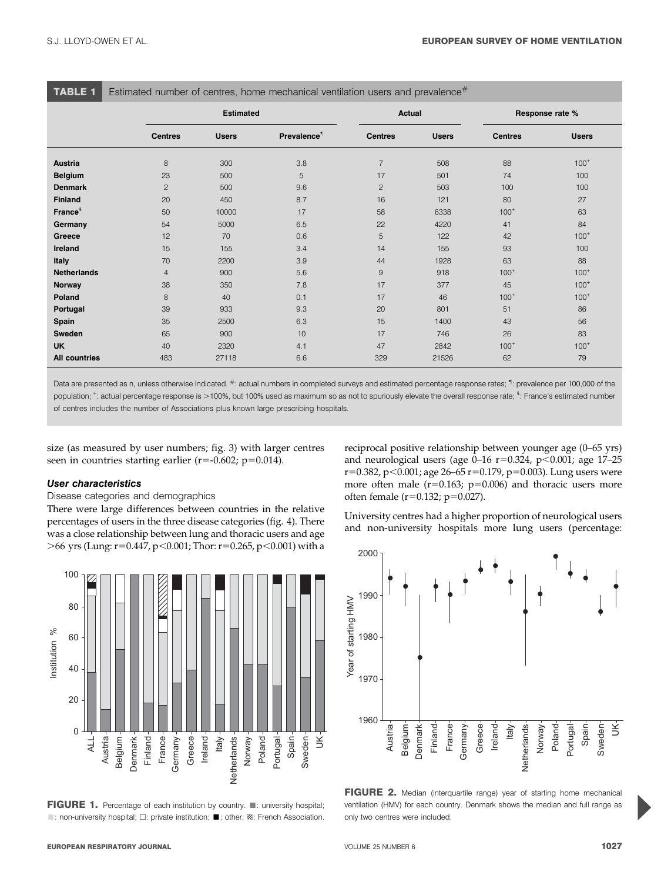**TABLE 1** Estimated number of centres, home mechanical ventilation users and prevalence[#]

| | Estimated | | | Actual | | Response rate % | |
|---|---|---|---|---|---|---|---|
| | Centres | Users | Prevalence[¶] | Centres | Users | Centres | Users |
| **Austria** | 8 | 300 | 3.8 | 7 | 508 | 88 | 100[+] |
| **Belgium** | 23 | 500 | 5 | 17 | 501 | 74 | 100 |
| **Denmark** | 2 | 500 | 9.6 | 2 | 503 | 100 | 100 |
| **Finland** | 20 | 450 | 8.7 | 16 | 121 | 80 | 27 |
| **France[§]** | 50 | 10000 | 17 | 58 | 6338 | 100[+] | 63 |
| **Germany** | 54 | 5000 | 6.5 | 22 | 4220 | 41 | 84 |
| **Greece** | 12 | 70 | 0.6 | 5 | 122 | 42 | 100[+] |
| **Ireland** | 15 | 155 | 3.4 | 14 | 155 | 93 | 100 |
| **Italy** | 70 | 2200 | 3.9 | 44 | 1928 | 63 | 88 |
| **Netherlands** | 4 | 900 | 5.6 | 9 | 918 | 100[+] | 100[+] |
| **Norway** | 38 | 350 | 7.8 | 17 | 377 | 45 | 100[+] |
| **Poland** | 8 | 40 | 0.1 | 17 | 46 | 100[+] | 100[+] |
| **Portugal** | 39 | 933 | 9.3 | 20 | 801 | 51 | 86 |
| **Spain** | 35 | 2500 | 6.3 | 15 | 1400 | 43 | 56 |
| **Sweden** | 65 | 900 | 10 | 17 | 746 | 26 | 83 |
| **UK** | 40 | 2320 | 4.1 | 47 | 2842 | 100[+] | 100[+] |
| **All countries** | 483 | 27118 | 6.6 | 329 | 21526 | 62 | 79 |

Data are presented as n, unless otherwise indicated. [#]: actual numbers in completed surveys and estimated percentage response rates; [¶]: prevalence per 100,000 of the population; [+]: actual percentage response is >100%, but 100% used as maximum so as not to spuriously elevate the overall response rate; [§]: France's estimated number of centres includes the number of Associations plus known large prescribing hospitals.

size (as measured by user numbers; fig. 3) with larger centres seen in countries starting earlier ($r=-0.602$; $p=0.014$).

### *User characteristics*

Disease categories and demographics

There were large differences between countries in the relative percentages of users in the three disease categories (fig. 4). There was a close relationship between lung and thoracic users and age >66 yrs (Lung: $r=0.447$, $p<0.001$; Thor: $r=0.265$, $p<0.001$) with a reciprocal positive relationship between younger age (0–65 yrs) and neurological users (age 0–16 $r=0.324$, $p<0.001$; age 17–25 $r=0.382$, $p<0.001$; age 26–65 $r=0.179$, $p=0.003$). Lung users were more often male ($r=0.163$; $p=0.006$) and thoracic users more often female ($r=0.132$; $p=0.027$).

University centres had a higher proportion of neurological users and non-university hospitals more lung users (percentage:

**FIGURE 1.** Percentage of each institution by country. ■: university hospital; ■: non-university hospital; □: private institution; ■: other; ▨: French Association.

**FIGURE 2.** Median (interquartile range) year of starting home mechanical ventilation (HMV) for each country. Denmark shows the median and full range as only two centres were included.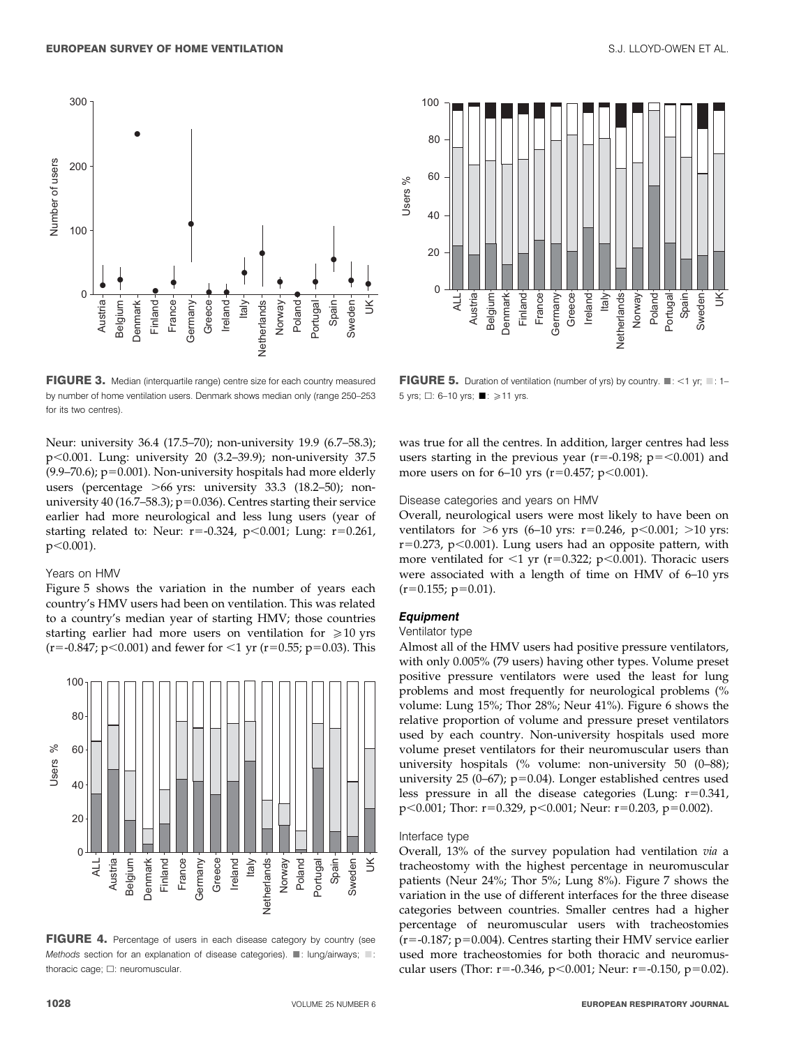FIGURE 3. Median (interquartile range) centre size for each country measured by number of home ventilation users. Denmark shows median only (range 250–253 for its two centres).

FIGURE 5. Duration of ventilation (number of yrs) by country. ■: <1 yr; ■: 1–5 yrs; □: 6–10 yrs; ■: ≥11 yrs.

Neur: university 36.4 (17.5–70); non-university 19.9 (6.7–58.3); $p<0.001$. Lung: university 20 (3.2–39.9); non-university 37.5 (9.9–70.6); $p=0.001$). Non-university hospitals had more elderly users (percentage >66 yrs: university 33.3 (18.2–50); non-university 40 (16.7–58.3); $p=0.036$). Centres starting their service earlier had more neurological and less lung users (year of starting related to: Neur: $r=-0.324$, $p<0.001$; Lung: $r=0.261$, $p<0.001$).

### Years on HMV

Figure 5 shows the variation in the number of years each country's HMV users had been on ventilation. This was related to a country's median year of starting HMV; those countries starting earlier had more users on ventilation for ≥10 yrs ($r=-0.847$; $p<0.001$) and fewer for <1 yr ($r=0.55$; $p=0.03$). This was true for all the centres. In addition, larger centres had less users starting in the previous year ($r=-0.198$; $p=<0.001$) and more users on for 6–10 yrs ($r=0.457$; $p<0.001$).

FIGURE 4. Percentage of users in each disease category by country (see *Methods* section for an explanation of disease categories). ■: lung/airways; ■: thoracic cage; □: neuromuscular.

### Disease categories and years on HMV

Overall, neurological users were most likely to have been on ventilators for >6 yrs (6–10 yrs: $r=0.246$, $p<0.001$; >10 yrs: $r=0.273$, $p<0.001$). Lung users had an opposite pattern, with more ventilated for <1 yr ($r=0.322$; $p<0.001$). Thoracic users were associated with a length of time on HMV of 6–10 yrs ($r=0.155$; $p=0.01$).

## *Equipment*

### Ventilator type

Almost all of the HMV users had positive pressure ventilators, with only 0.005% (79 users) having other types. Volume preset positive pressure ventilators were used the least for lung problems and most frequently for neurological problems (% volume: Lung 15%; Thor 28%; Neur 41%). Figure 6 shows the relative proportion of volume and pressure preset ventilators used by each country. Non-university hospitals used more volume preset ventilators for their neuromuscular users than university hospitals (% volume: non-university 50 (0–88); university 25 (0–67); $p=0.04$). Longer established centres used less pressure in all the disease categories (Lung: $r=0.341$, $p<0.001$; Thor: $r=0.329$, $p<0.001$; Neur: $r=0.203$, $p=0.002$).

### Interface type

Overall, 13% of the survey population had ventilation *via* a tracheostomy with the highest percentage in neuromuscular patients (Neur 24%; Thor 5%; Lung 8%). Figure 7 shows the variation in the use of different interfaces for the three disease categories between countries. Smaller centres had a higher percentage of neuromuscular users with tracheostomies ($r=-0.187$; $p=0.004$). Centres starting their HMV service earlier used more tracheostomies for both thoracic and neuromuscular users (Thor: $r=-0.346$, $p<0.001$; Neur: $r=-0.150$, $p=0.02$).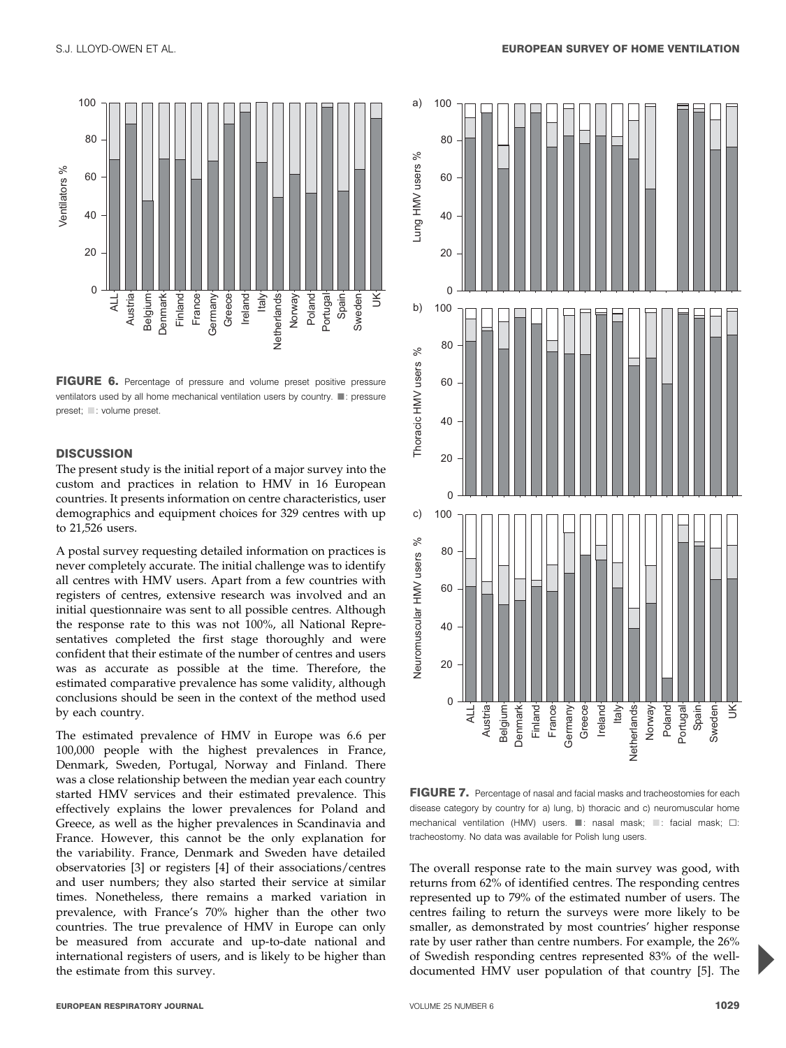FIGURE 6. Percentage of pressure and volume preset positive pressure ventilators used by all home mechanical ventilation users by country. ■: pressure preset; ■: volume preset.

## DISCUSSION

The present study is the initial report of a major survey into the custom and practices in relation to HMV in 16 European countries. It presents information on centre characteristics, user demographics and equipment choices for 329 centres with up to 21,526 users.

A postal survey requesting detailed information on practices is never completely accurate. The initial challenge was to identify all centres with HMV users. Apart from a few countries with registers of centres, extensive research was involved and an initial questionnaire was sent to all possible centres. Although the response rate to this was not 100%, all National Representatives completed the first stage thoroughly and were confident that their estimate of the number of centres and users was as accurate as possible at the time. Therefore, the estimated comparative prevalence has some validity, although conclusions should be seen in the context of the method used by each country.

The estimated prevalence of HMV in Europe was 6.6 per 100,000 people with the highest prevalences in France, Denmark, Sweden, Portugal, Norway and Finland. There was a close relationship between the median year each country started HMV services and their estimated prevalence. This effectively explains the lower prevalences for Poland and Greece, as well as the higher prevalences in Scandinavia and France. However, this cannot be the only explanation for the variability. France, Denmark and Sweden have detailed observatories [3] or registers [4] of their associations/centres and user numbers; they also started their service at similar times. Nonetheless, there remains a marked variation in prevalence, with France's 70% higher than the other two countries. The true prevalence of HMV in Europe can only be measured from accurate and up-to-date national and international registers of users, and is likely to be higher than the estimate from this survey.

FIGURE 7. Percentage of nasal and facial masks and tracheostomies for each disease category by country for a) lung, b) thoracic and c) neuromuscular home mechanical ventilation (HMV) users. ■: nasal mask; ■: facial mask; □: tracheostomy. No data was available for Polish lung users.

The overall response rate to the main survey was good, with returns from 62% of identified centres. The responding centres represented up to 79% of the estimated number of users. The centres failing to return the surveys were more likely to be smaller, as demonstrated by most countries' higher response rate by user rather than centre numbers. For example, the 26% of Swedish responding centres represented 83% of the well-documented HMV user population of that country [5]. The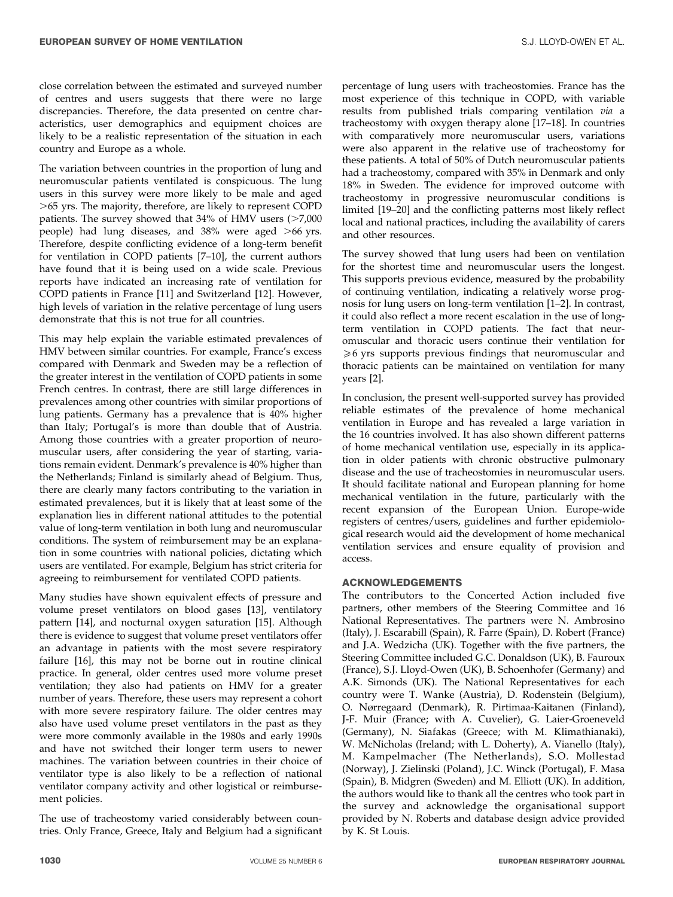close correlation between the estimated and surveyed number of centres and users suggests that there were no large discrepancies. Therefore, the data presented on centre characteristics, user demographics and equipment choices are likely to be a realistic representation of the situation in each country and Europe as a whole.

The variation between countries in the proportion of lung and neuromuscular patients ventilated is conspicuous. The lung users in this survey were more likely to be male and aged >65 yrs. The majority, therefore, are likely to represent COPD patients. The survey showed that 34% of HMV users (>7,000 people) had lung diseases, and 38% were aged >66 yrs. Therefore, despite conflicting evidence of a long-term benefit for ventilation in COPD patients [7–10], the current authors have found that it is being used on a wide scale. Previous reports have indicated an increasing rate of ventilation for COPD patients in France [11] and Switzerland [12]. However, high levels of variation in the relative percentage of lung users demonstrate that this is not true for all countries.

This may help explain the variable estimated prevalences of HMV between similar countries. For example, France's excess compared with Denmark and Sweden may be a reflection of the greater interest in the ventilation of COPD patients in some French centres. In contrast, there are still large differences in prevalences among other countries with similar proportions of lung patients. Germany has a prevalence that is 40% higher than Italy; Portugal's is more than double that of Austria. Among those countries with a greater proportion of neuromuscular users, after considering the year of starting, variations remain evident. Denmark's prevalence is 40% higher than the Netherlands; Finland is similarly ahead of Belgium. Thus, there are clearly many factors contributing to the variation in estimated prevalences, but it is likely that at least some of the explanation lies in different national attitudes to the potential value of long-term ventilation in both lung and neuromuscular conditions. The system of reimbursement may be an explanation in some countries with national policies, dictating which users are ventilated. For example, Belgium has strict criteria for agreeing to reimbursement for ventilated COPD patients.

Many studies have shown equivalent effects of pressure and volume preset ventilators on blood gases [13], ventilatory pattern [14], and nocturnal oxygen saturation [15]. Although there is evidence to suggest that volume preset ventilators offer an advantage in patients with the most severe respiratory failure [16], this may not be borne out in routine clinical practice. In general, older centres used more volume preset ventilation; they also had patients on HMV for a greater number of years. Therefore, these users may represent a cohort with more severe respiratory failure. The older centres may also have used volume preset ventilators in the past as they were more commonly available in the 1980s and early 1990s and have not switched their longer term users to newer machines. The variation between countries in their choice of ventilator type is also likely to be a reflection of national ventilator company activity and other logistical or reimbursement policies.

The use of tracheostomy varied considerably between countries. Only France, Greece, Italy and Belgium had a significant percentage of lung users with tracheostomies. France has the most experience of this technique in COPD, with variable results from published trials comparing ventilation *via* a tracheostomy with oxygen therapy alone [17–18]. In countries with comparatively more neuromuscular users, variations were also apparent in the relative use of tracheostomy for these patients. A total of 50% of Dutch neuromuscular patients had a tracheostomy, compared with 35% in Denmark and only 18% in Sweden. The evidence for improved outcome with tracheostomy in progressive neuromuscular conditions is limited [19–20] and the conflicting patterns most likely reflect local and national practices, including the availability of carers and other resources.

The survey showed that lung users had been on ventilation for the shortest time and neuromuscular users the longest. This supports previous evidence, measured by the probability of continuing ventilation, indicating a relatively worse prognosis for lung users on long-term ventilation [1–2]. In contrast, it could also reflect a more recent escalation in the use of long-term ventilation in COPD patients. The fact that neuromuscular and thoracic users continue their ventilation for ≥6 yrs supports previous findings that neuromuscular and thoracic patients can be maintained on ventilation for many years [2].

In conclusion, the present well-supported survey has provided reliable estimates of the prevalence of home mechanical ventilation in Europe and has revealed a large variation in the 16 countries involved. It has also shown different patterns of home mechanical ventilation use, especially in its application in older patients with chronic obstructive pulmonary disease and the use of tracheostomies in neuromuscular users. It should facilitate national and European planning for home mechanical ventilation in the future, particularly with the recent expansion of the European Union. Europe-wide registers of centres/users, guidelines and further epidemiological research would aid the development of home mechanical ventilation services and ensure equality of provision and access.

## ACKNOWLEDGEMENTS

The contributors to the Concerted Action included five partners, other members of the Steering Committee and 16 National Representatives. The partners were N. Ambrosino (Italy), J. Escarabill (Spain), R. Farre (Spain), D. Robert (France) and J.A. Wedzicha (UK). Together with the five partners, the Steering Committee included G.C. Donaldson (UK), B. Fauroux (France), S.J. Lloyd-Owen (UK), B. Schoenhofer (Germany) and A.K. Simonds (UK). The National Representatives for each country were T. Wanke (Austria), D. Rodenstein (Belgium), O. Nørregaard (Denmark), R. Pirtimaa-Kaitanen (Finland), J-F. Muir (France; with A. Cuvelier), G. Laier-Groeneveld (Germany), N. Siafakas (Greece; with M. Klimathianaki), W. McNicholas (Ireland; with L. Doherty), A. Vianello (Italy), M. Kampelmacher (The Netherlands), S.O. Mollestad (Norway), J. Zielinski (Poland), J.C. Winck (Portugal), F. Masa (Spain), B. Midgren (Sweden) and M. Elliott (UK). In addition, the authors would like to thank all the centres who took part in the survey and acknowledge the organisational support provided by N. Roberts and database design advice provided by K. St Louis.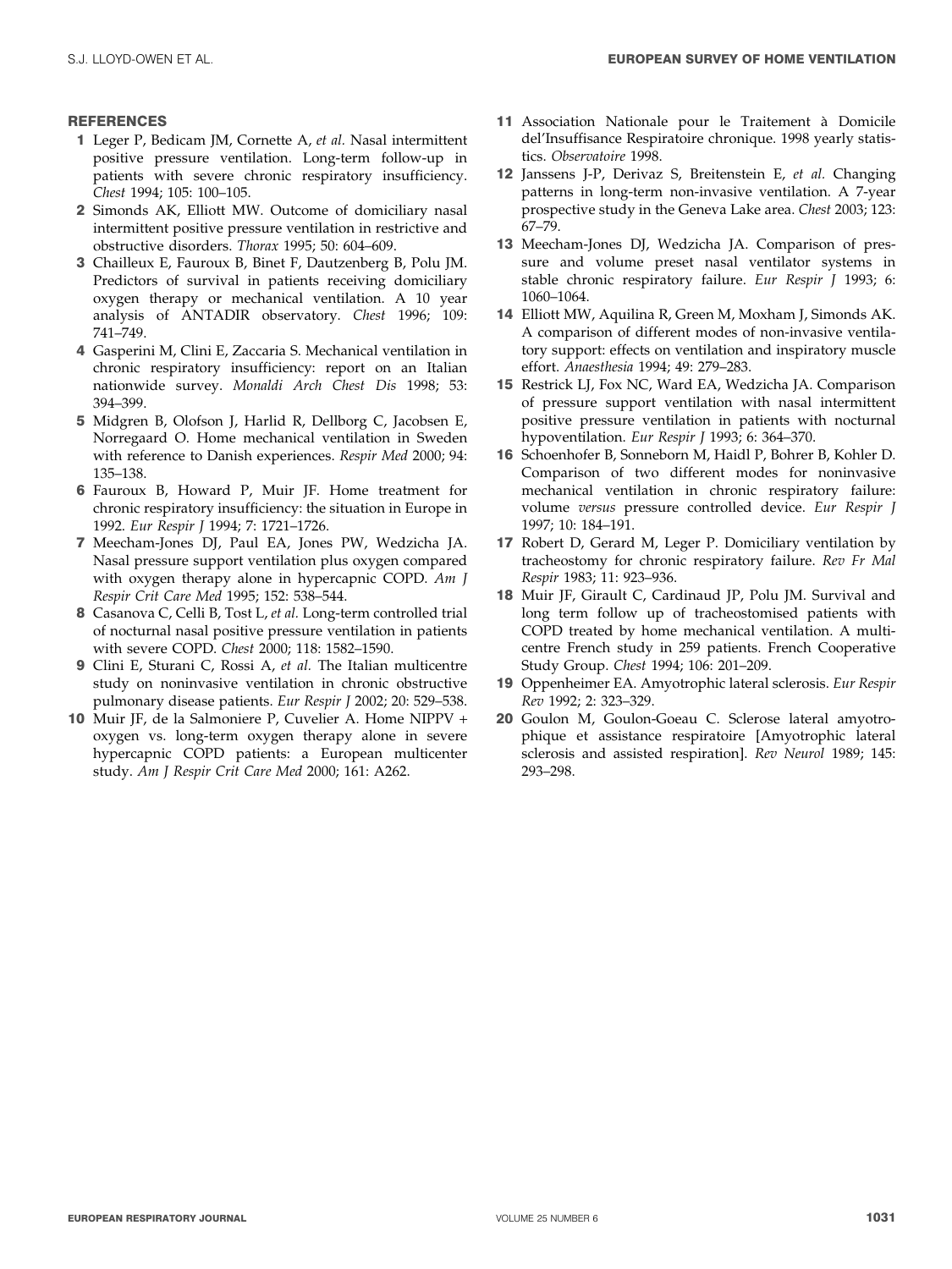## REFERENCES

1. Leger P, Bedicam JM, Cornette A, *et al.* Nasal intermittent positive pressure ventilation. Long-term follow-up in patients with severe chronic respiratory insufficiency. *Chest* 1994; 105: 100–105.
2. Simonds AK, Elliott MW. Outcome of domiciliary nasal intermittent positive pressure ventilation in restrictive and obstructive disorders. *Thorax* 1995; 50: 604–609.
3. Chailleux E, Fauroux B, Binet F, Dautzenberg B, Polu JM. Predictors of survival in patients receiving domiciliary oxygen therapy or mechanical ventilation. A 10 year analysis of ANTADIR observatory. *Chest* 1996; 109: 741–749.
4. Gasperini M, Clini E, Zaccaria S. Mechanical ventilation in chronic respiratory insufficiency: report on an Italian nationwide survey. *Monaldi Arch Chest Dis* 1998; 53: 394–399.
5. Midgren B, Olofson J, Harlid R, Dellborg C, Jacobsen E, Norregaard O. Home mechanical ventilation in Sweden with reference to Danish experiences. *Respir Med* 2000; 94: 135–138.
6. Fauroux B, Howard P, Muir JF. Home treatment for chronic respiratory insufficiency: the situation in Europe in 1992. *Eur Respir J* 1994; 7: 1721–1726.
7. Meecham-Jones DJ, Paul EA, Jones PW, Wedzicha JA. Nasal pressure support ventilation plus oxygen compared with oxygen therapy alone in hypercapnic COPD. *Am J Respir Crit Care Med* 1995; 152: 538–544.
8. Casanova C, Celli B, Tost L, *et al.* Long-term controlled trial of nocturnal nasal positive pressure ventilation in patients with severe COPD. *Chest* 2000; 118: 1582–1590.
9. Clini E, Sturani C, Rossi A, *et al.* The Italian multicentre study on noninvasive ventilation in chronic obstructive pulmonary disease patients. *Eur Respir J* 2002; 20: 529–538.
10. Muir JF, de la Salmoniere P, Cuvelier A. Home NIPPV + oxygen vs. long-term oxygen therapy alone in severe hypercapnic COPD patients: a European multicenter study. *Am J Respir Crit Care Med* 2000; 161: A262.
11. Association Nationale pour le Traitement à Domicile del'Insuffisance Respiratoire chronique. 1998 yearly statistics. *Observatoire* 1998.
12. Janssens J-P, Derivaz S, Breitenstein E, *et al.* Changing patterns in long-term non-invasive ventilation. A 7-year prospective study in the Geneva Lake area. *Chest* 2003; 123: 67–79.
13. Meecham-Jones DJ, Wedzicha JA. Comparison of pressure and volume preset nasal ventilator systems in stable chronic respiratory failure. *Eur Respir J* 1993; 6: 1060–1064.
14. Elliott MW, Aquilina R, Green M, Moxham J, Simonds AK. A comparison of different modes of non-invasive ventilatory support: effects on ventilation and inspiratory muscle effort. *Anaesthesia* 1994; 49: 279–283.
15. Restrick LJ, Fox NC, Ward EA, Wedzicha JA. Comparison of pressure support ventilation with nasal intermittent positive pressure ventilation in patients with nocturnal hypoventilation. *Eur Respir J* 1993; 6: 364–370.
16. Schoenhofer B, Sonneborn M, Haidl P, Bohrer B, Kohler D. Comparison of two different modes for noninvasive mechanical ventilation in chronic respiratory failure: volume *versus* pressure controlled device. *Eur Respir J* 1997; 10: 184–191.
17. Robert D, Gerard M, Leger P. Domiciliary ventilation by tracheostomy for chronic respiratory failure. *Rev Fr Mal Respir* 1983; 11: 923–936.
18. Muir JF, Girault C, Cardinaud JP, Polu JM. Survival and long term follow up of tracheostomised patients with COPD treated by home mechanical ventilation. A multicentre French study in 259 patients. French Cooperative Study Group. *Chest* 1994; 106: 201–209.
19. Oppenheimer EA. Amyotrophic lateral sclerosis. *Eur Respir Rev* 1992; 2: 323–329.
20. Goulon M, Goulon-Goeau C. Sclerose lateral amyotrophique et assistance respiratoire [Amyotrophic lateral sclerosis and assisted respiration]. *Rev Neurol* 1989; 145: 293–298.